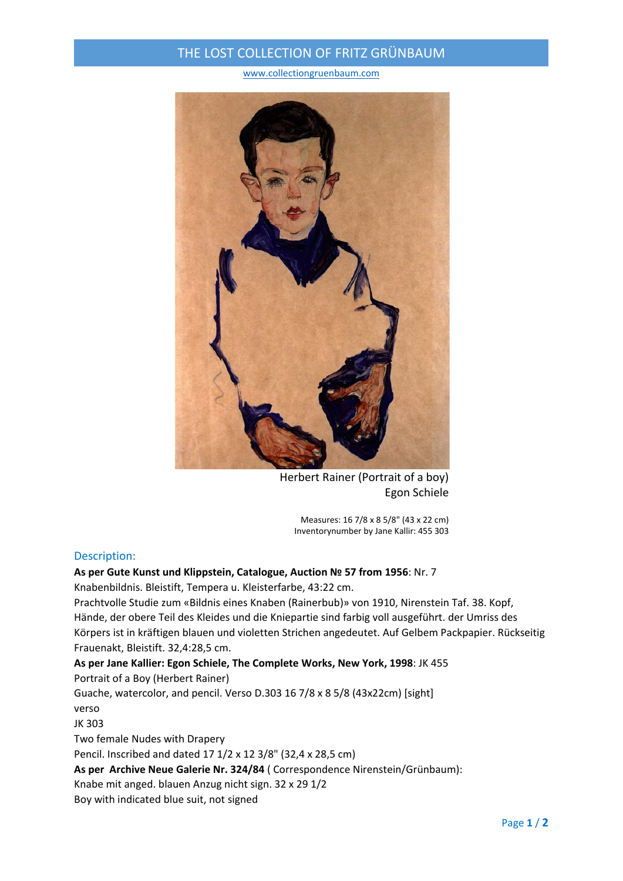# THE LOST COLLECTION OF FRITZ GRÜNBAUM

www.collectiongruenbaum.com

Herbert Rainer (Portrait of a boy)
Egon Schiele

Measures: 16 7/8 x 8 5/8" (43 x 22 cm)
Inventorynumber by Jane Kallir: 455 303

## Description:

**As per Gute Kunst und Klippstein, Catalogue, Auction № 57 from 1956**: Nr. 7
Knabenbildnis. Bleistift, Tempera u. Kleisterfarbe, 43:22 cm.
Prachtvolle Studie zum «Bildnis eines Knaben (Rainerbub)» von 1910, Nirenstein Taf. 38. Kopf, Hände, der obere Teil des Kleides und die Kniepartie sind farbig voll ausgeführt. der Umriss des Körpers ist in kräftigen blauen und violetten Strichen angedeutet. Auf Gelbem Packpapier. Rückseitig Frauenakt, Bleistift. 32,4:28,5 cm.

**As per Jane Kallier: Egon Schiele, The Complete Works, New York, 1998**: JK 455
Portrait of a Boy (Herbert Rainer)
Guache, watercolor, and pencil. Verso D.303 16 7/8 x 8 5/8 (43x22cm) [sight]
verso
JK 303
Two female Nudes with Drapery
Pencil. Inscribed and dated 17 1/2 x 12 3/8" (32,4 x 28,5 cm)

**As per Archive Neue Galerie Nr. 324/84** ( Correspondence Nirenstein/Grünbaum):
Knabe mit anged. blauen Anzug nicht sign. 32 x 29 1/2
Boy with indicated blue suit, not signed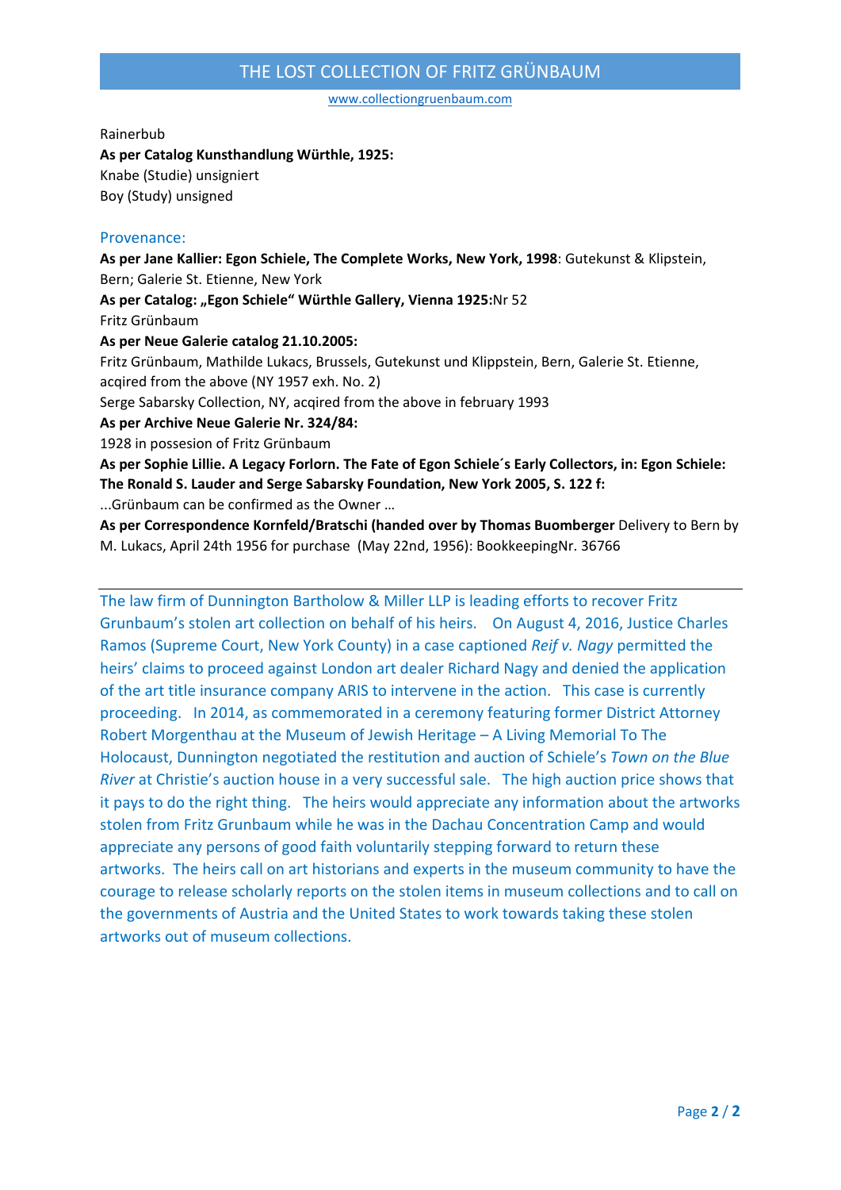Rainerbub

**As per Catalog Kunsthandlung Würthle, 1925:**

Knabe (Studie) unsigniert

Boy (Study) unsigned

## Provenance:

**As per Jane Kallier: Egon Schiele, The Complete Works, New York, 1998**: Gutekunst & Klipstein, Bern; Galerie St. Etienne, New York

**As per Catalog: „Egon Schiele" Würthle Gallery, Vienna 1925:**Nr 52

Fritz Grünbaum

**As per Neue Galerie catalog 21.10.2005:**

Fritz Grünbaum, Mathilde Lukacs, Brussels, Gutekunst und Klippstein, Bern, Galerie St. Etienne, acqired from the above (NY 1957 exh. No. 2)

Serge Sabarsky Collection, NY, acqired from the above in february 1993

**As per Archive Neue Galerie Nr. 324/84:**

1928 in possesion of Fritz Grünbaum

**As per Sophie Lillie. A Legacy Forlorn. The Fate of Egon Schiele´s Early Collectors, in: Egon Schiele: The Ronald S. Lauder and Serge Sabarsky Foundation, New York 2005, S. 122 f:**

...Grünbaum can be confirmed as the Owner …

**As per Correspondence Kornfeld/Bratschi (handed over by Thomas Buomberger** Delivery to Bern by M. Lukacs, April 24th 1956 for purchase (May 22nd, 1956): BookkeepingNr. 36766

---

The law firm of Dunnington Bartholow & Miller LLP is leading efforts to recover Fritz Grunbaum's stolen art collection on behalf of his heirs. On August 4, 2016, Justice Charles Ramos (Supreme Court, New York County) in a case captioned *Reif v. Nagy* permitted the heirs' claims to proceed against London art dealer Richard Nagy and denied the application of the art title insurance company ARIS to intervene in the action. This case is currently proceeding. In 2014, as commemorated in a ceremony featuring former District Attorney Robert Morgenthau at the Museum of Jewish Heritage – A Living Memorial To The Holocaust, Dunnington negotiated the restitution and auction of Schiele's *Town on the Blue River* at Christie's auction house in a very successful sale. The high auction price shows that it pays to do the right thing. The heirs would appreciate any information about the artworks stolen from Fritz Grunbaum while he was in the Dachau Concentration Camp and would appreciate any persons of good faith voluntarily stepping forward to return these artworks. The heirs call on art historians and experts in the museum community to have the courage to release scholarly reports on the stolen items in museum collections and to call on the governments of Austria and the United States to work towards taking these stolen artworks out of museum collections.